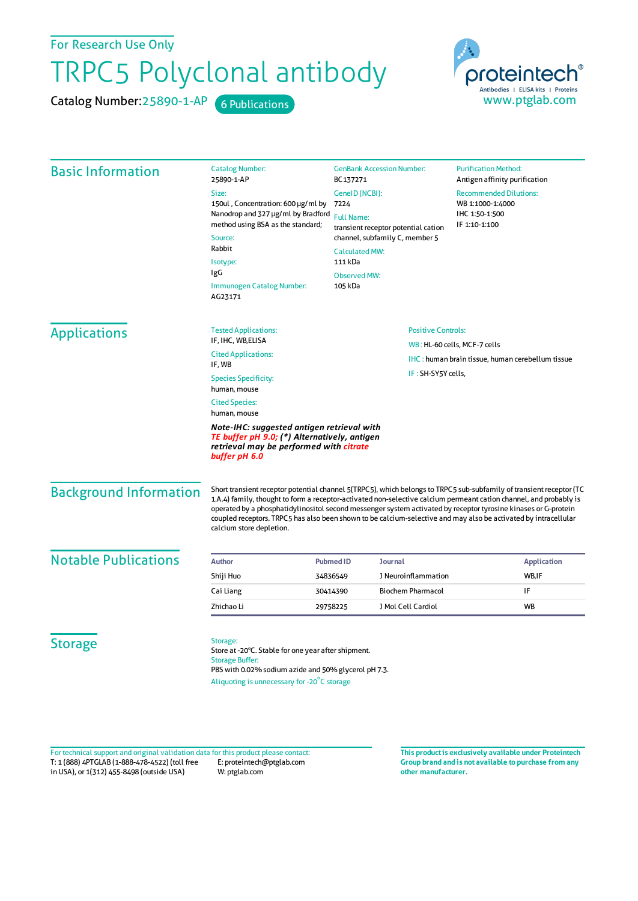For Research Use Only

# TRPC5 Polyclonal antibody

Catalog Number: 25890-1-AP    6 Publications

proteintech® Antibodies | ELISA kits | Proteins
www.ptglab.com

## Basic Information

Catalog Number:
25890-1-AP

Size:
150ul , Concentration: 600 μg/ml by Nanodrop and 327 μg/ml by Bradford method using BSA as the standard;

Source:
Rabbit

Isotype:
IgG

Immunogen Catalog Number:
AG23171

GenBank Accession Number:
BC137271

GeneID (NCBI):
7224

Full Name:
transient receptor potential cation channel, subfamily C, member 5

Calculated MW:
111 kDa

Observed MW:
105 kDa

Purification Method:
Antigen affinity purification

Recommended Dilutions:
WB 1:1000-1:4000
IHC 1:50-1:500
IF 1:10-1:100

## Applications

Tested Applications:
IF, IHC, WB,ELISA

Cited Applications:
IF, WB

Species Specificity:
human, mouse

Cited Species:
human, mouse

***Note-IHC: suggested antigen retrieval with TE buffer pH 9.0; (*) Alternatively, antigen retrieval may be performed with citrate buffer pH 6.0***

Positive Controls:

WB : HL-60 cells, MCF-7 cells

IHC : human brain tissue, human cerebellum tissue

IF : SH-SY5Y cells,

## Background Information

Short transient receptor potential channel 5(TRPC5), which belongs to TRPC5 sub-subfamily of transient receptor (TC 1.A.4) family, thought to form a receptor-activated non-selective calcium permeant cation channel, and probably is operated by a phosphatidylinositol second messenger system activated by receptor tyrosine kinases or G-protein coupled receptors. TRPC5 has also been shown to be calcium-selective and may also be activated by intracellular calcium store depletion.

## Notable Publications

| Author | Pubmed ID | Journal | Application |
|---|---|---|---|
| Shiji Huo | 34836549 | J Neuroinflammation | WB,IF |
| Cai Liang | 30414390 | Biochem Pharmacol | IF |
| Zhichao Li | 29758225 | J Mol Cell Cardiol | WB |

## Storage

Storage:
Store at -20°C. Stable for one year after shipment.
Storage Buffer:
PBS with 0.02% sodium azide and 50% glycerol pH 7.3.
Aliquoting is unnecessary for -20°C storage

For technical support and original validation data for this product please contact:
T: 1 (888) 4PTGLAB (1-888-478-4522) (toll free in USA), or 1(312) 455-8498 (outside USA)
E: proteintech@ptglab.com
W: ptglab.com

**This product is exclusively available under Proteintech Group brand and is not available to purchase from any other manufacturer.**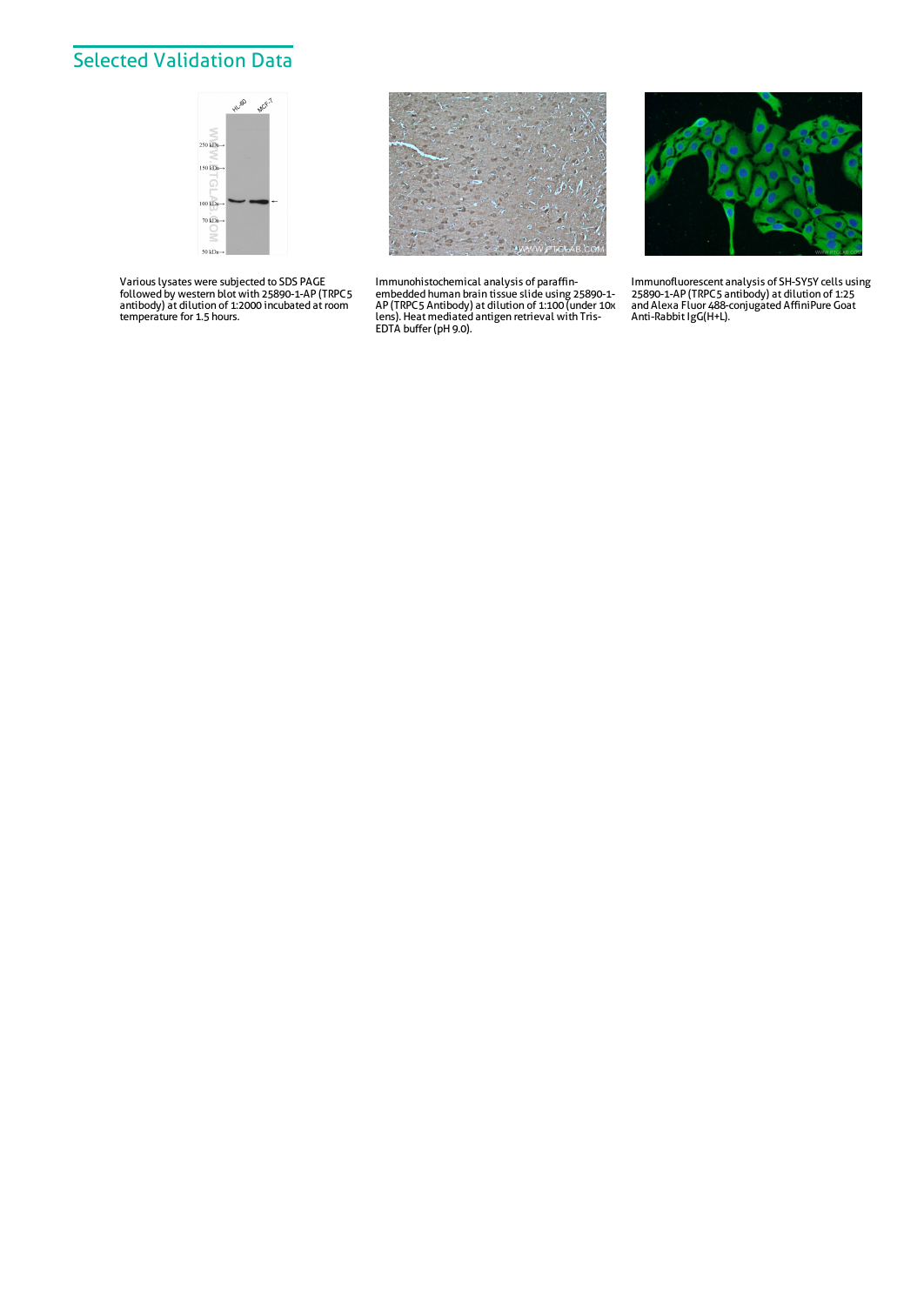## Selected Validation Data

Various lysates were subjected to SDS PAGE followed by western blot with 25890-1-AP (TRPC5 antibody) at dilution of 1:2000 incubated at room temperature for 1.5 hours.

Immunohistochemical analysis of paraffin-embedded human brain tissue slide using 25890-1-AP (TRPC5 Antibody) at dilution of 1:100 (under 10x lens). Heat mediated antigen retrieval with Tris-EDTA buffer (pH 9.0).

Immunofluorescent analysis of SH-SY5Y cells using 25890-1-AP (TRPC5 antibody) at dilution of 1:25 and Alexa Fluor 488-conjugated AffiniPure Goat Anti-Rabbit IgG(H+L).